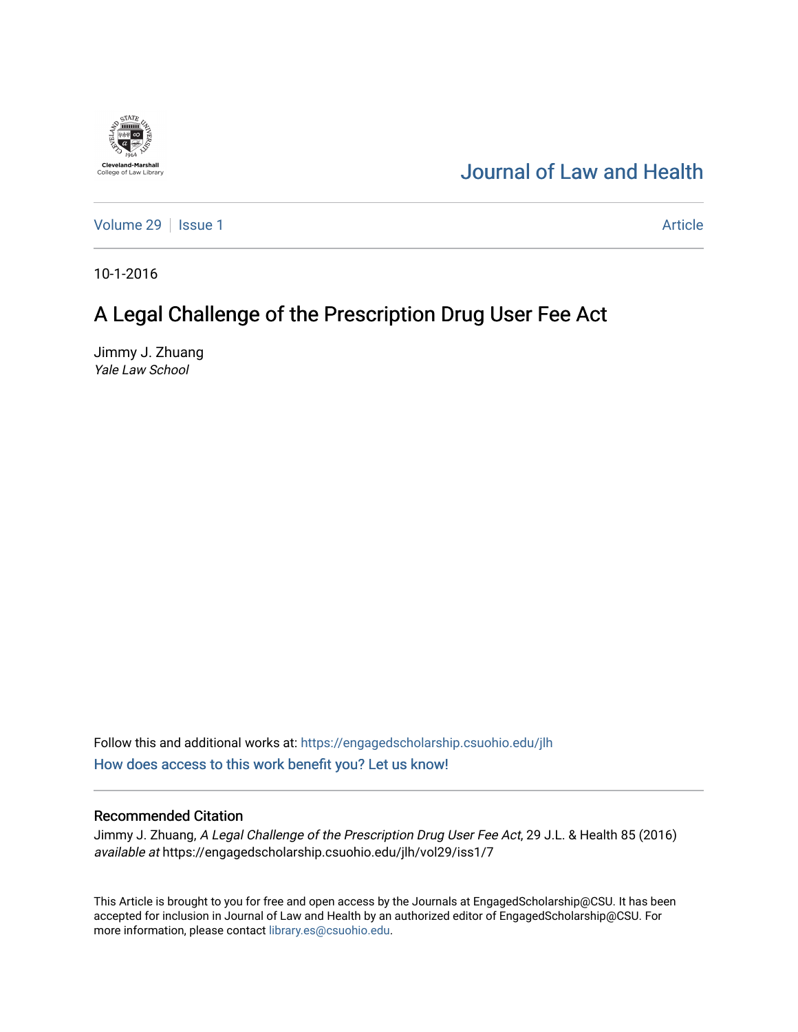Journal of Law and Health

Volume 29 | Issue 1 | Article

10-1-2016

# A Legal Challenge of the Prescription Drug User Fee Act

Jimmy J. Zhuang
*Yale Law School*

Follow this and additional works at: https://engagedscholarship.csuohio.edu/jlh

How does access to this work benefit you? Let us know!

## Recommended Citation

Jimmy J. Zhuang, *A Legal Challenge of the Prescription Drug User Fee Act*, 29 J.L. & Health 85 (2016) *available at* https://engagedscholarship.csuohio.edu/jlh/vol29/iss1/7

This Article is brought to you for free and open access by the Journals at EngagedScholarship@CSU. It has been accepted for inclusion in Journal of Law and Health by an authorized editor of EngagedScholarship@CSU. For more information, please contact library.es@csuohio.edu.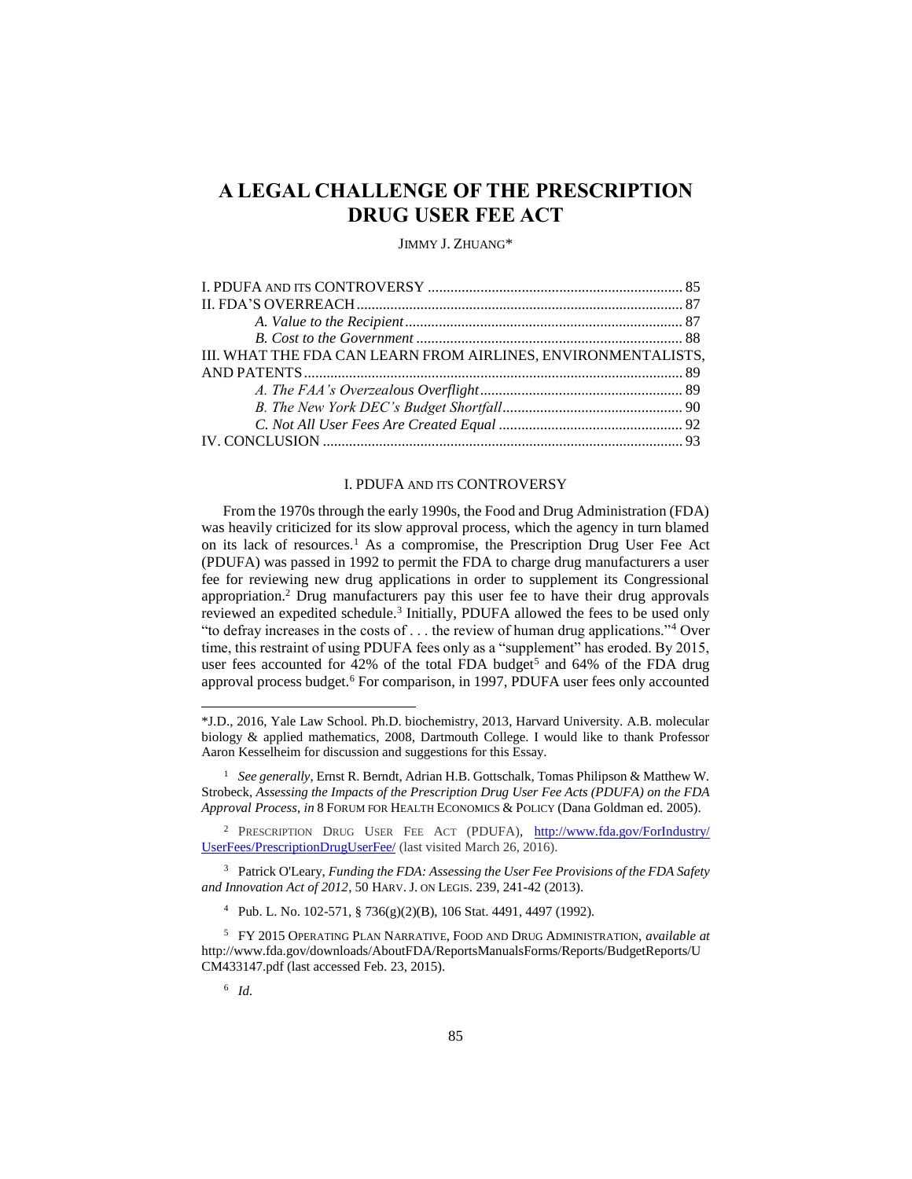# A LEGAL CHALLENGE OF THE PRESCRIPTION DRUG USER FEE ACT

JIMMY J. ZHUANG*

I. PDUFA AND ITS CONTROVERSY .................................................................... 85
II. FDA'S OVERREACH ...................................................................................... 87
  *A. Value to the Recipient* ......................................................................... 87
  *B. Cost to the Government* ...................................................................... 88
III. WHAT THE FDA CAN LEARN FROM AIRLINES, ENVIRONMENTALISTS, AND PATENTS .................................................................................................... 89
  *A. The FAA's Overzealous Overflight* ..................................................... 89
  *B. The New York DEC's Budget Shortfall* ............................................... 90
  *C. Not All User Fees Are Created Equal* ................................................ 92
IV. CONCLUSION ............................................................................................... 93

## I. PDUFA AND ITS CONTROVERSY

From the 1970s through the early 1990s, the Food and Drug Administration (FDA) was heavily criticized for its slow approval process, which the agency in turn blamed on its lack of resources.[1] As a compromise, the Prescription Drug User Fee Act (PDUFA) was passed in 1992 to permit the FDA to charge drug manufacturers a user fee for reviewing new drug applications in order to supplement its Congressional appropriation.[2] Drug manufacturers pay this user fee to have their drug approvals reviewed an expedited schedule.[3] Initially, PDUFA allowed the fees to be used only "to defray increases in the costs of . . . the review of human drug applications."[4] Over time, this restraint of using PDUFA fees only as a "supplement" has eroded. By 2015, user fees accounted for 42% of the total FDA budget[5] and 64% of the FDA drug approval process budget.[6] For comparison, in 1997, PDUFA user fees only accounted

---

*J.D., 2016, Yale Law School. Ph.D. biochemistry, 2013, Harvard University. A.B. molecular biology & applied mathematics, 2008, Dartmouth College. I would like to thank Professor Aaron Kesselheim for discussion and suggestions for this Essay.

[1] *See generally*, Ernst R. Berndt, Adrian H.B. Gottschalk, Tomas Philipson & Matthew W. Strobeck, *Assessing the Impacts of the Prescription Drug User Fee Acts (PDUFA) on the FDA Approval Process*, *in* 8 FORUM FOR HEALTH ECONOMICS & POLICY (Dana Goldman ed. 2005).

[2] PRESCRIPTION DRUG USER FEE ACT (PDUFA), http://www.fda.gov/ForIndustry/UserFees/PrescriptionDrugUserFee/ (last visited March 26, 2016).

[3] Patrick O'Leary, *Funding the FDA: Assessing the User Fee Provisions of the FDA Safety and Innovation Act of 2012*, 50 HARV. J. ON LEGIS. 239, 241-42 (2013).

[4] Pub. L. No. 102-571, § 736(g)(2)(B), 106 Stat. 4491, 4497 (1992).

[5] FY 2015 OPERATING PLAN NARRATIVE, FOOD AND DRUG ADMINISTRATION, *available at* http://www.fda.gov/downloads/AboutFDA/ReportsManualsForms/Reports/BudgetReports/UCM433147.pdf (last accessed Feb. 23, 2015).

[6] *Id.*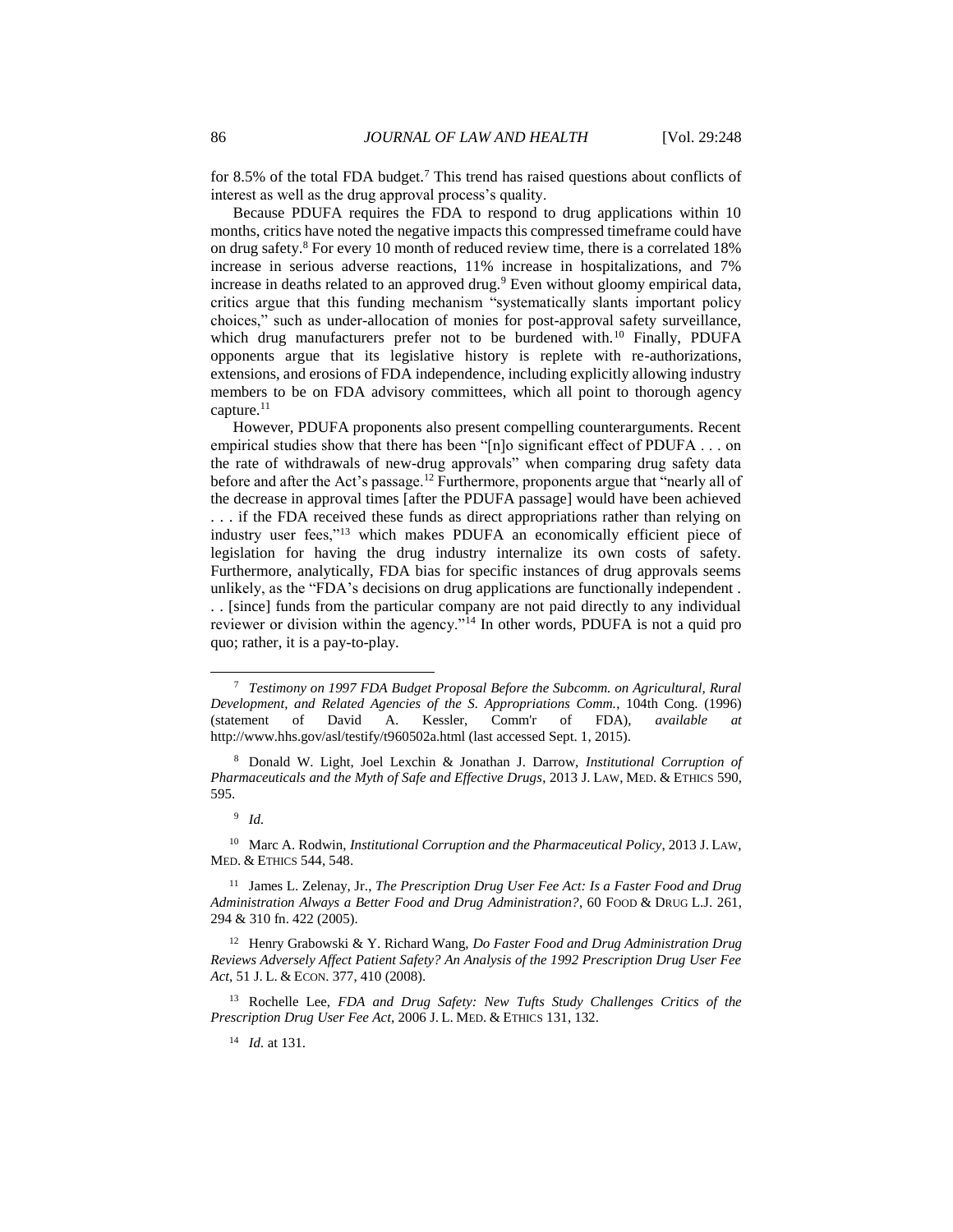for 8.5% of the total FDA budget.[7] This trend has raised questions about conflicts of interest as well as the drug approval process's quality.

Because PDUFA requires the FDA to respond to drug applications within 10 months, critics have noted the negative impacts this compressed timeframe could have on drug safety.[8] For every 10 month of reduced review time, there is a correlated 18% increase in serious adverse reactions, 11% increase in hospitalizations, and 7% increase in deaths related to an approved drug.[9] Even without gloomy empirical data, critics argue that this funding mechanism "systematically slants important policy choices," such as under-allocation of monies for post-approval safety surveillance, which drug manufacturers prefer not to be burdened with.[10] Finally, PDUFA opponents argue that its legislative history is replete with re-authorizations, extensions, and erosions of FDA independence, including explicitly allowing industry members to be on FDA advisory committees, which all point to thorough agency capture.[11]

However, PDUFA proponents also present compelling counterarguments. Recent empirical studies show that there has been "[n]o significant effect of PDUFA . . . on the rate of withdrawals of new-drug approvals" when comparing drug safety data before and after the Act's passage.[12] Furthermore, proponents argue that "nearly all of the decrease in approval times [after the PDUFA passage] would have been achieved . . . if the FDA received these funds as direct appropriations rather than relying on industry user fees,"[13] which makes PDUFA an economically efficient piece of legislation for having the drug industry internalize its own costs of safety. Furthermore, analytically, FDA bias for specific instances of drug approvals seems unlikely, as the "FDA's decisions on drug applications are functionally independent . . . [since] funds from the particular company are not paid directly to any individual reviewer or division within the agency."[14] In other words, PDUFA is not a quid pro quo; rather, it is a pay-to-play.

---

[7] *Testimony on 1997 FDA Budget Proposal Before the Subcomm. on Agricultural, Rural Development, and Related Agencies of the S. Appropriations Comm.*, 104th Cong. (1996) (statement of David A. Kessler, Comm'r of FDA), *available at* http://www.hhs.gov/asl/testify/t960502a.html (last accessed Sept. 1, 2015).

[8] Donald W. Light, Joel Lexchin & Jonathan J. Darrow, *Institutional Corruption of Pharmaceuticals and the Myth of Safe and Effective Drugs*, 2013 J. LAW, MED. & ETHICS 590, 595.

[9] *Id.*

[10] Marc A. Rodwin, *Institutional Corruption and the Pharmaceutical Policy*, 2013 J. LAW, MED. & ETHICS 544, 548.

[11] James L. Zelenay, Jr., *The Prescription Drug User Fee Act: Is a Faster Food and Drug Administration Always a Better Food and Drug Administration?*, 60 FOOD & DRUG L.J. 261, 294 & 310 fn. 422 (2005).

[12] Henry Grabowski & Y. Richard Wang, *Do Faster Food and Drug Administration Drug Reviews Adversely Affect Patient Safety? An Analysis of the 1992 Prescription Drug User Fee Act*, 51 J. L. & ECON. 377, 410 (2008).

[13] Rochelle Lee, *FDA and Drug Safety: New Tufts Study Challenges Critics of the Prescription Drug User Fee Act*, 2006 J. L. MED. & ETHICS 131, 132.

[14] *Id.* at 131.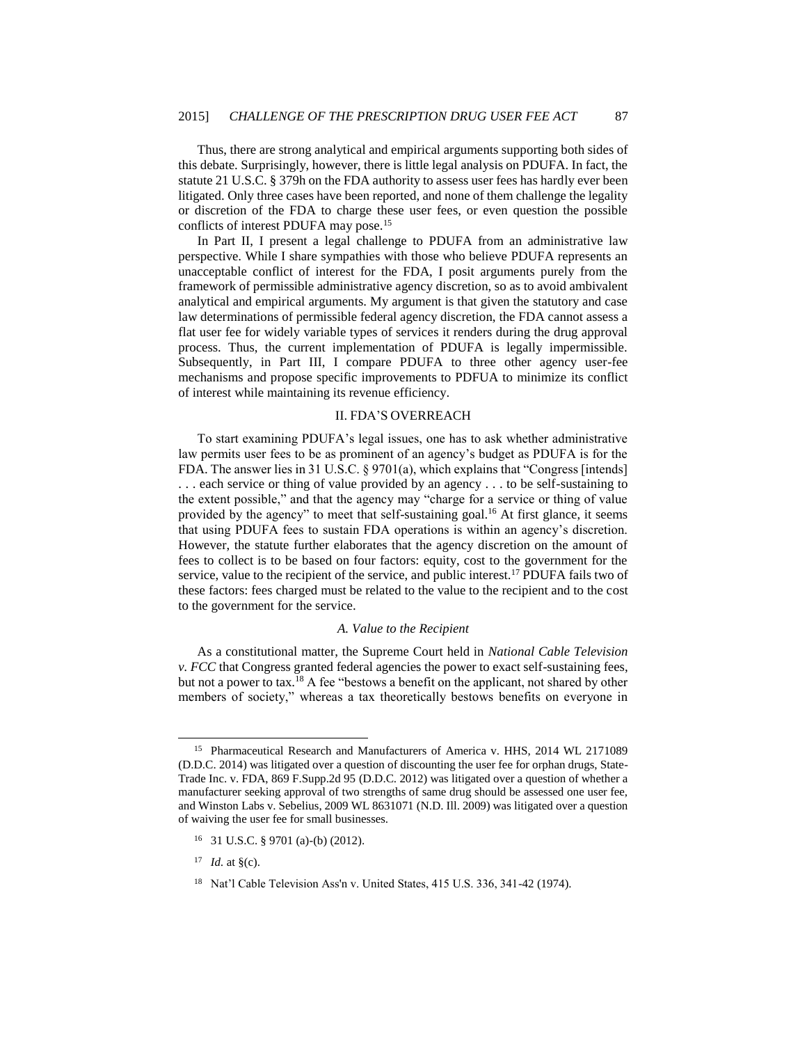Thus, there are strong analytical and empirical arguments supporting both sides of this debate. Surprisingly, however, there is little legal analysis on PDUFA. In fact, the statute 21 U.S.C. § 379h on the FDA authority to assess user fees has hardly ever been litigated. Only three cases have been reported, and none of them challenge the legality or discretion of the FDA to charge these user fees, or even question the possible conflicts of interest PDUFA may pose.[15]

In Part II, I present a legal challenge to PDUFA from an administrative law perspective. While I share sympathies with those who believe PDUFA represents an unacceptable conflict of interest for the FDA, I posit arguments purely from the framework of permissible administrative agency discretion, so as to avoid ambivalent analytical and empirical arguments. My argument is that given the statutory and case law determinations of permissible federal agency discretion, the FDA cannot assess a flat user fee for widely variable types of services it renders during the drug approval process. Thus, the current implementation of PDUFA is legally impermissible. Subsequently, in Part III, I compare PDUFA to three other agency user-fee mechanisms and propose specific improvements to PDFUA to minimize its conflict of interest while maintaining its revenue efficiency.

## II. FDA'S OVERREACH

To start examining PDUFA's legal issues, one has to ask whether administrative law permits user fees to be as prominent of an agency's budget as PDUFA is for the FDA. The answer lies in 31 U.S.C. § 9701(a), which explains that "Congress [intends] . . . each service or thing of value provided by an agency . . . to be self-sustaining to the extent possible," and that the agency may "charge for a service or thing of value provided by the agency" to meet that self-sustaining goal.[16] At first glance, it seems that using PDUFA fees to sustain FDA operations is within an agency's discretion. However, the statute further elaborates that the agency discretion on the amount of fees to collect is to be based on four factors: equity, cost to the government for the service, value to the recipient of the service, and public interest.[17] PDUFA fails two of these factors: fees charged must be related to the value to the recipient and to the cost to the government for the service.

### *A. Value to the Recipient*

As a constitutional matter, the Supreme Court held in *National Cable Television v. FCC* that Congress granted federal agencies the power to exact self-sustaining fees, but not a power to tax.[18] A fee "bestows a benefit on the applicant, not shared by other members of society," whereas a tax theoretically bestows benefits on everyone in

---

[15] Pharmaceutical Research and Manufacturers of America v. HHS, 2014 WL 2171089 (D.D.C. 2014) was litigated over a question of discounting the user fee for orphan drugs, State-Trade Inc. v. FDA, 869 F.Supp.2d 95 (D.D.C. 2012) was litigated over a question of whether a manufacturer seeking approval of two strengths of same drug should be assessed one user fee, and Winston Labs v. Sebelius, 2009 WL 8631071 (N.D. Ill. 2009) was litigated over a question of waiving the user fee for small businesses.

[16] 31 U.S.C. § 9701 (a)-(b) (2012).

[17] *Id.* at §(c).

[18] Nat'l Cable Television Ass'n v. United States, 415 U.S. 336, 341-42 (1974).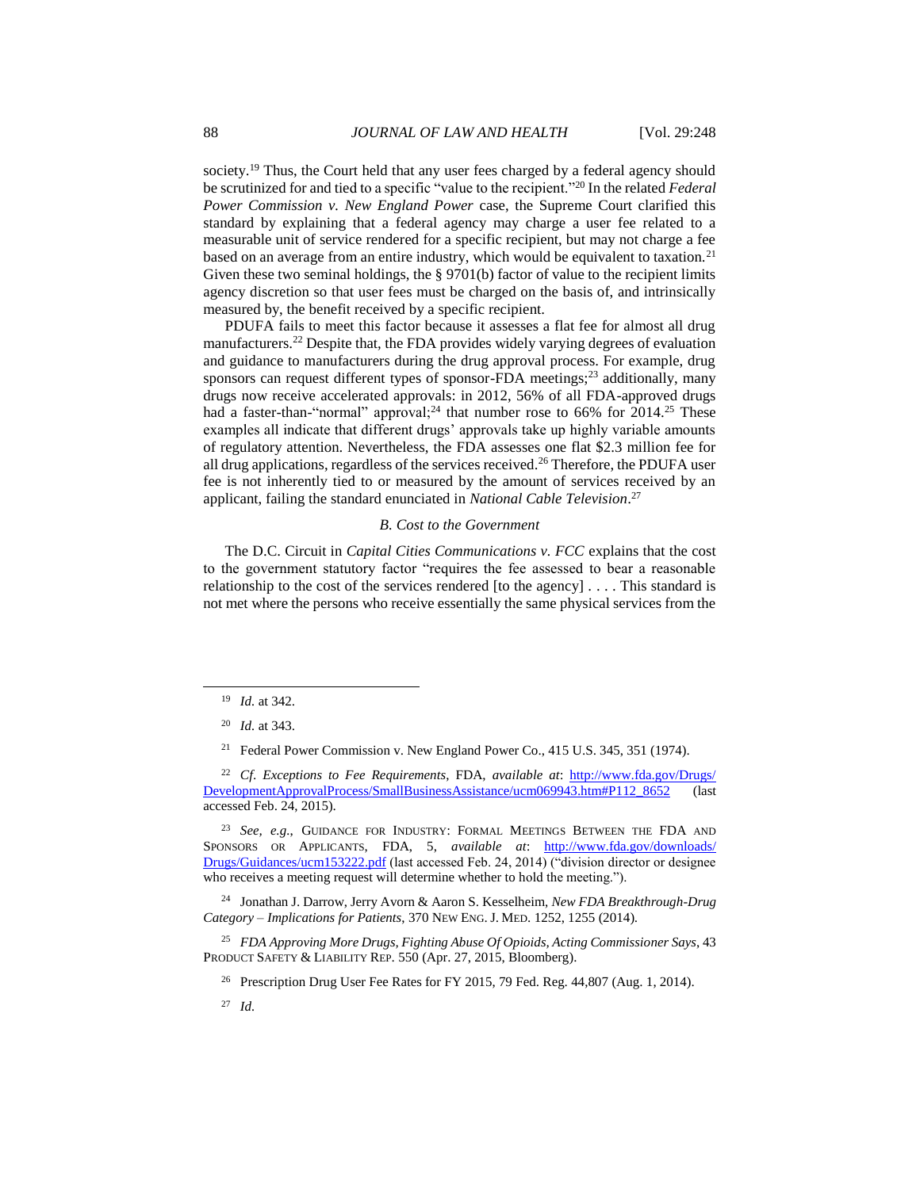society.[19] Thus, the Court held that any user fees charged by a federal agency should be scrutinized for and tied to a specific "value to the recipient."[20] In the related *Federal Power Commission v. New England Power* case, the Supreme Court clarified this standard by explaining that a federal agency may charge a user fee related to a measurable unit of service rendered for a specific recipient, but may not charge a fee based on an average from an entire industry, which would be equivalent to taxation.[21] Given these two seminal holdings, the § 9701(b) factor of value to the recipient limits agency discretion so that user fees must be charged on the basis of, and intrinsically measured by, the benefit received by a specific recipient.

PDUFA fails to meet this factor because it assesses a flat fee for almost all drug manufacturers.[22] Despite that, the FDA provides widely varying degrees of evaluation and guidance to manufacturers during the drug approval process. For example, drug sponsors can request different types of sponsor-FDA meetings;[23] additionally, many drugs now receive accelerated approvals: in 2012, 56% of all FDA-approved drugs had a faster-than-"normal" approval;[24] that number rose to 66% for 2014.[25] These examples all indicate that different drugs' approvals take up highly variable amounts of regulatory attention. Nevertheless, the FDA assesses one flat $2.3 million fee for all drug applications, regardless of the services received.[26] Therefore, the PDUFA user fee is not inherently tied to or measured by the amount of services received by an applicant, failing the standard enunciated in *National Cable Television*.[27]

### *B. Cost to the Government*

The D.C. Circuit in *Capital Cities Communications v. FCC* explains that the cost to the government statutory factor "requires the fee assessed to bear a reasonable relationship to the cost of the services rendered [to the agency] . . . . This standard is not met where the persons who receive essentially the same physical services from the

---

[19] *Id.* at 342.

[20] *Id.* at 343.

[21] Federal Power Commission v. New England Power Co., 415 U.S. 345, 351 (1974).

[22] *Cf. Exceptions to Fee Requirements*, FDA, *available at*: http://www.fda.gov/Drugs/DevelopmentApprovalProcess/SmallBusinessAssistance/ucm069943.htm#P112_8652 (last accessed Feb. 24, 2015).

[23] *See, e.g.*, GUIDANCE FOR INDUSTRY: FORMAL MEETINGS BETWEEN THE FDA AND SPONSORS OR APPLICANTS, FDA, 5, *available at*: http://www.fda.gov/downloads/Drugs/Guidances/ucm153222.pdf (last accessed Feb. 24, 2014) ("division director or designee who receives a meeting request will determine whether to hold the meeting.").

[24] Jonathan J. Darrow, Jerry Avorn & Aaron S. Kesselheim, *New FDA Breakthrough-Drug Category – Implications for Patients*, 370 NEW ENG. J. MED. 1252, 1255 (2014).

[25] *FDA Approving More Drugs, Fighting Abuse Of Opioids, Acting Commissioner Says*, 43 PRODUCT SAFETY & LIABILITY REP. 550 (Apr. 27, 2015, Bloomberg).

[26] Prescription Drug User Fee Rates for FY 2015, 79 Fed. Reg. 44,807 (Aug. 1, 2014).

[27] *Id.*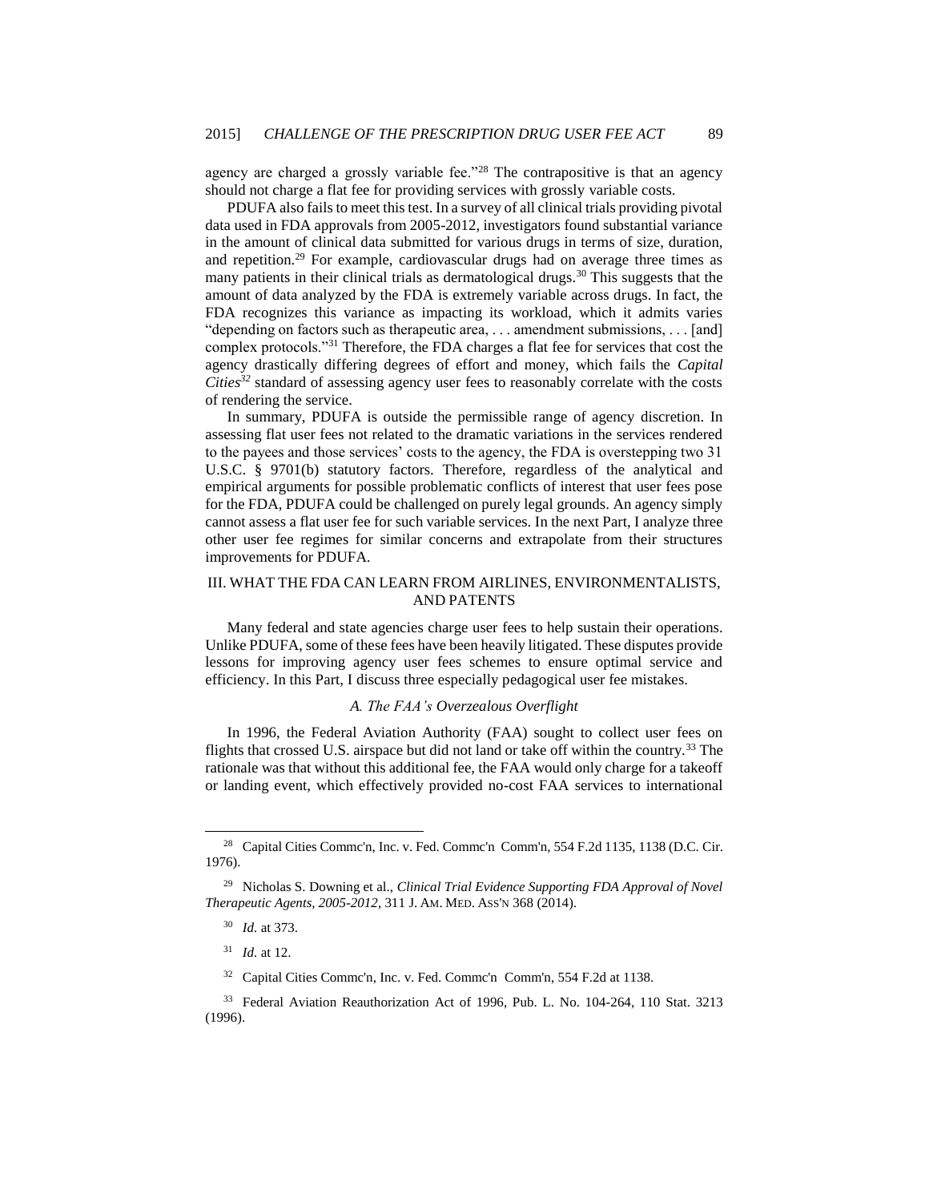agency are charged a grossly variable fee."[28] The contrapositive is that an agency should not charge a flat fee for providing services with grossly variable costs.

PDUFA also fails to meet this test. In a survey of all clinical trials providing pivotal data used in FDA approvals from 2005-2012, investigators found substantial variance in the amount of clinical data submitted for various drugs in terms of size, duration, and repetition.[29] For example, cardiovascular drugs had on average three times as many patients in their clinical trials as dermatological drugs.[30] This suggests that the amount of data analyzed by the FDA is extremely variable across drugs. In fact, the FDA recognizes this variance as impacting its workload, which it admits varies "depending on factors such as therapeutic area, . . . amendment submissions, . . . [and] complex protocols."[31] Therefore, the FDA charges a flat fee for services that cost the agency drastically differing degrees of effort and money, which fails the *Capital Cities*[32] standard of assessing agency user fees to reasonably correlate with the costs of rendering the service.

In summary, PDUFA is outside the permissible range of agency discretion. In assessing flat user fees not related to the dramatic variations in the services rendered to the payees and those services' costs to the agency, the FDA is overstepping two 31 U.S.C. § 9701(b) statutory factors. Therefore, regardless of the analytical and empirical arguments for possible problematic conflicts of interest that user fees pose for the FDA, PDUFA could be challenged on purely legal grounds. An agency simply cannot assess a flat user fee for such variable services. In the next Part, I analyze three other user fee regimes for similar concerns and extrapolate from their structures improvements for PDUFA.

## III. WHAT THE FDA CAN LEARN FROM AIRLINES, ENVIRONMENTALISTS, AND PATENTS

Many federal and state agencies charge user fees to help sustain their operations. Unlike PDUFA, some of these fees have been heavily litigated. These disputes provide lessons for improving agency user fees schemes to ensure optimal service and efficiency. In this Part, I discuss three especially pedagogical user fee mistakes.

### *A. The FAA's Overzealous Overflight*

In 1996, the Federal Aviation Authority (FAA) sought to collect user fees on flights that crossed U.S. airspace but did not land or take off within the country.[33] The rationale was that without this additional fee, the FAA would only charge for a takeoff or landing event, which effectively provided no-cost FAA services to international

---

[28] Capital Cities Commc'n, Inc. v. Fed. Commc'n Comm'n, 554 F.2d 1135, 1138 (D.C. Cir. 1976).

[29] Nicholas S. Downing et al., *Clinical Trial Evidence Supporting FDA Approval of Novel Therapeutic Agents, 2005-2012*, 311 J. AM. MED. ASS'N 368 (2014).

[30] *Id.* at 373.

[31] *Id.* at 12.

[32] Capital Cities Commc'n, Inc. v. Fed. Commc'n Comm'n, 554 F.2d at 1138.

[33] Federal Aviation Reauthorization Act of 1996, Pub. L. No. 104-264, 110 Stat. 3213 (1996).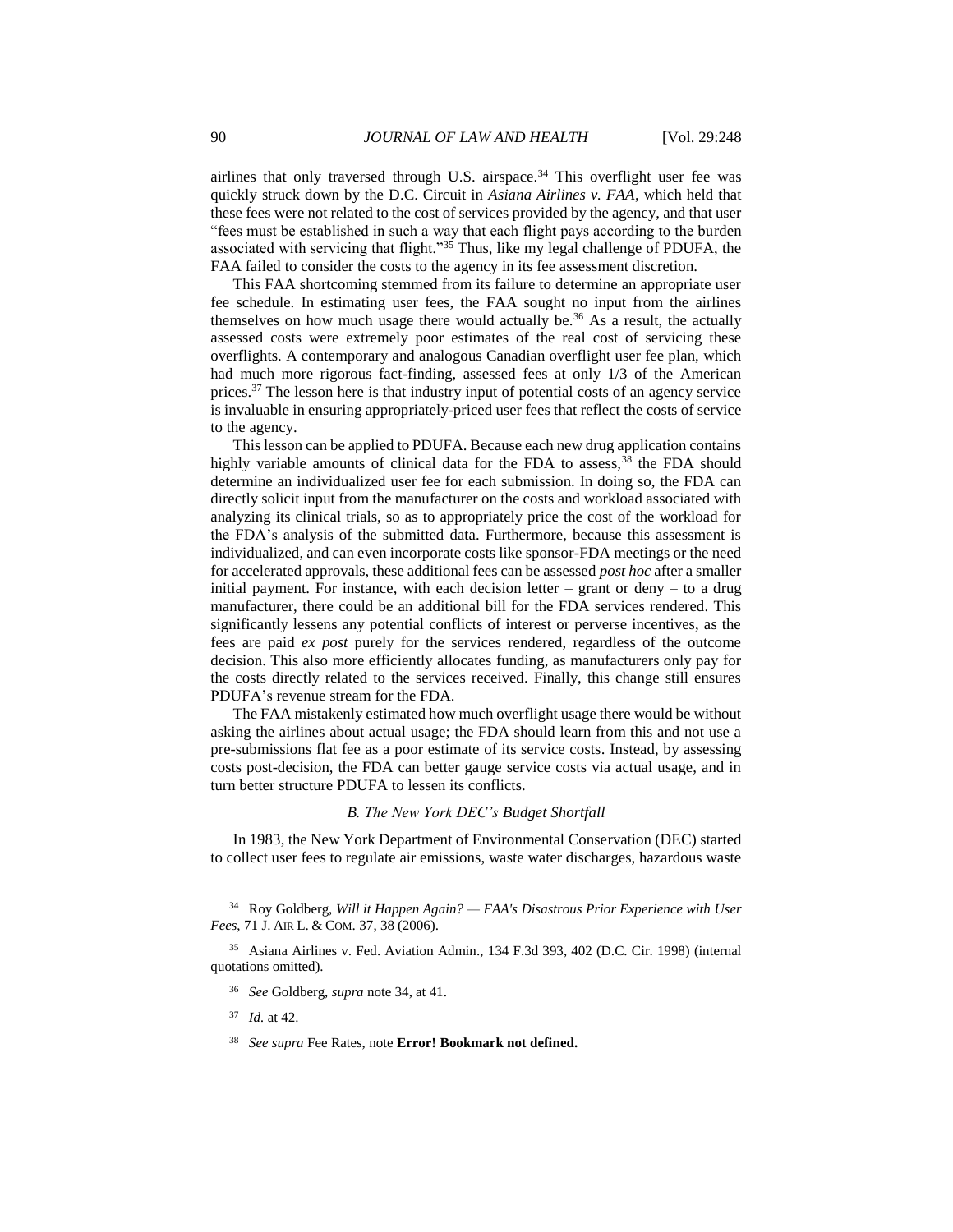airlines that only traversed through U.S. airspace.[34] This overflight user fee was quickly struck down by the D.C. Circuit in *Asiana Airlines v. FAA*, which held that these fees were not related to the cost of services provided by the agency, and that user "fees must be established in such a way that each flight pays according to the burden associated with servicing that flight."[35] Thus, like my legal challenge of PDUFA, the FAA failed to consider the costs to the agency in its fee assessment discretion.

This FAA shortcoming stemmed from its failure to determine an appropriate user fee schedule. In estimating user fees, the FAA sought no input from the airlines themselves on how much usage there would actually be.[36] As a result, the actually assessed costs were extremely poor estimates of the real cost of servicing these overflights. A contemporary and analogous Canadian overflight user fee plan, which had much more rigorous fact-finding, assessed fees at only 1/3 of the American prices.[37] The lesson here is that industry input of potential costs of an agency service is invaluable in ensuring appropriately-priced user fees that reflect the costs of service to the agency.

This lesson can be applied to PDUFA. Because each new drug application contains highly variable amounts of clinical data for the FDA to assess,[38] the FDA should determine an individualized user fee for each submission. In doing so, the FDA can directly solicit input from the manufacturer on the costs and workload associated with analyzing its clinical trials, so as to appropriately price the cost of the workload for the FDA's analysis of the submitted data. Furthermore, because this assessment is individualized, and can even incorporate costs like sponsor-FDA meetings or the need for accelerated approvals, these additional fees can be assessed *post hoc* after a smaller initial payment. For instance, with each decision letter – grant or deny – to a drug manufacturer, there could be an additional bill for the FDA services rendered. This significantly lessens any potential conflicts of interest or perverse incentives, as the fees are paid *ex post* purely for the services rendered, regardless of the outcome decision. This also more efficiently allocates funding, as manufacturers only pay for the costs directly related to the services received. Finally, this change still ensures PDUFA's revenue stream for the FDA.

The FAA mistakenly estimated how much overflight usage there would be without asking the airlines about actual usage; the FDA should learn from this and not use a pre-submissions flat fee as a poor estimate of its service costs. Instead, by assessing costs post-decision, the FDA can better gauge service costs via actual usage, and in turn better structure PDUFA to lessen its conflicts.

### *B. The New York DEC's Budget Shortfall*

In 1983, the New York Department of Environmental Conservation (DEC) started to collect user fees to regulate air emissions, waste water discharges, hazardous waste

---

[34] Roy Goldberg, *Will it Happen Again? — FAA's Disastrous Prior Experience with User Fees*, 71 J. AIR L. & COM. 37, 38 (2006).

[35] Asiana Airlines v. Fed. Aviation Admin., 134 F.3d 393, 402 (D.C. Cir. 1998) (internal quotations omitted).

[36] *See* Goldberg, *supra* note 34, at 41.

[37] *Id.* at 42.

[38] *See supra* Fee Rates, note **Error! Bookmark not defined.**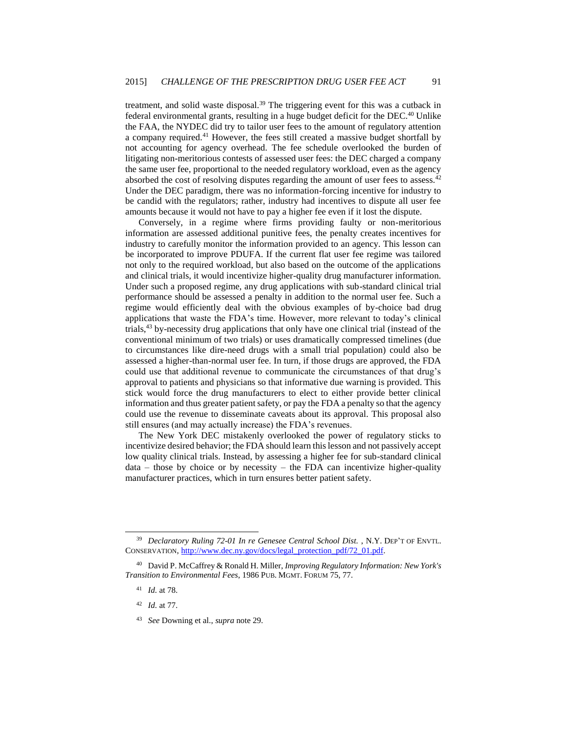treatment, and solid waste disposal.[39] The triggering event for this was a cutback in federal environmental grants, resulting in a huge budget deficit for the DEC.[40] Unlike the FAA, the NYDEC did try to tailor user fees to the amount of regulatory attention a company required.[41] However, the fees still created a massive budget shortfall by not accounting for agency overhead. The fee schedule overlooked the burden of litigating non-meritorious contests of assessed user fees: the DEC charged a company the same user fee, proportional to the needed regulatory workload, even as the agency absorbed the cost of resolving disputes regarding the amount of user fees to assess.[42] Under the DEC paradigm, there was no information-forcing incentive for industry to be candid with the regulators; rather, industry had incentives to dispute all user fee amounts because it would not have to pay a higher fee even if it lost the dispute.

Conversely, in a regime where firms providing faulty or non-meritorious information are assessed additional punitive fees, the penalty creates incentives for industry to carefully monitor the information provided to an agency. This lesson can be incorporated to improve PDUFA. If the current flat user fee regime was tailored not only to the required workload, but also based on the outcome of the applications and clinical trials, it would incentivize higher-quality drug manufacturer information. Under such a proposed regime, any drug applications with sub-standard clinical trial performance should be assessed a penalty in addition to the normal user fee. Such a regime would efficiently deal with the obvious examples of by-choice bad drug applications that waste the FDA's time. However, more relevant to today's clinical trials,[43] by-necessity drug applications that only have one clinical trial (instead of the conventional minimum of two trials) or uses dramatically compressed timelines (due to circumstances like dire-need drugs with a small trial population) could also be assessed a higher-than-normal user fee. In turn, if those drugs are approved, the FDA could use that additional revenue to communicate the circumstances of that drug's approval to patients and physicians so that informative due warning is provided. This stick would force the drug manufacturers to elect to either provide better clinical information and thus greater patient safety, or pay the FDA a penalty so that the agency could use the revenue to disseminate caveats about its approval. This proposal also still ensures (and may actually increase) the FDA's revenues.

The New York DEC mistakenly overlooked the power of regulatory sticks to incentivize desired behavior; the FDA should learn this lesson and not passively accept low quality clinical trials. Instead, by assessing a higher fee for sub-standard clinical data – those by choice or by necessity – the FDA can incentivize higher-quality manufacturer practices, which in turn ensures better patient safety.

---

[39] *Declaratory Ruling 72-01 In re Genesee Central School Dist.* , N.Y. DEP'T OF ENVTL. CONSERVATION, http://www.dec.ny.gov/docs/legal_protection_pdf/72_01.pdf.

[40] David P. McCaffrey & Ronald H. Miller, *Improving Regulatory Information: New York's Transition to Environmental Fees*, 1986 PUB. MGMT. FORUM 75, 77.

[41] *Id.* at 78.

[42] *Id.* at 77.

[43] *See* Downing et al., *supra* note 29.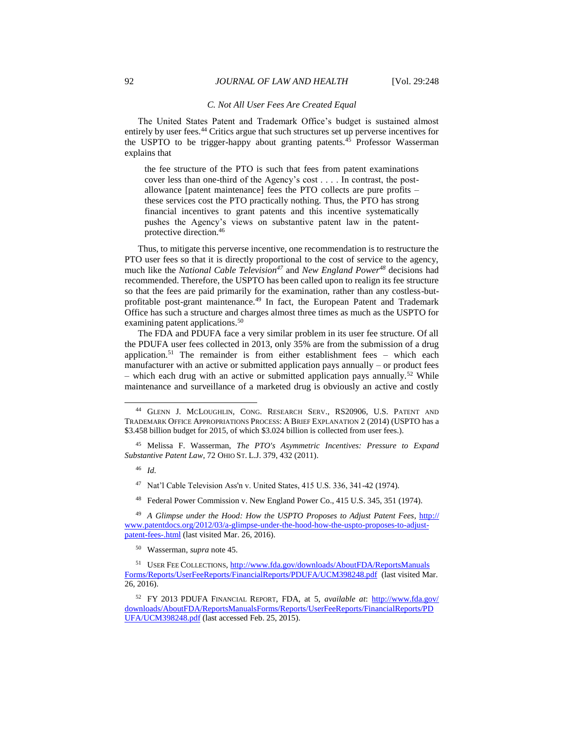### C. Not All User Fees Are Created Equal

The United States Patent and Trademark Office's budget is sustained almost entirely by user fees.[44] Critics argue that such structures set up perverse incentives for the USPTO to be trigger-happy about granting patents.[45] Professor Wasserman explains that

> the fee structure of the PTO is such that fees from patent examinations cover less than one-third of the Agency's cost . . . . In contrast, the post-allowance [patent maintenance] fees the PTO collects are pure profits – these services cost the PTO practically nothing. Thus, the PTO has strong financial incentives to grant patents and this incentive systematically pushes the Agency's views on substantive patent law in the patent-protective direction.[46]

Thus, to mitigate this perverse incentive, one recommendation is to restructure the PTO user fees so that it is directly proportional to the cost of service to the agency, much like the *National Cable Television*[47] and *New England Power*[48] decisions had recommended. Therefore, the USPTO has been called upon to realign its fee structure so that the fees are paid primarily for the examination, rather than any costless-but-profitable post-grant maintenance.[49] In fact, the European Patent and Trademark Office has such a structure and charges almost three times as much as the USPTO for examining patent applications.[50]

The FDA and PDUFA face a very similar problem in its user fee structure. Of all the PDUFA user fees collected in 2013, only 35% are from the submission of a drug application.[51] The remainder is from either establishment fees – which each manufacturer with an active or submitted application pays annually – or product fees – which each drug with an active or submitted application pays annually.[52] While maintenance and surveillance of a marketed drug is obviously an active and costly

---

[44] GLENN J. MCLOUGHLIN, CONG. RESEARCH SERV., RS20906, U.S. PATENT AND TRADEMARK OFFICE APPROPRIATIONS PROCESS: A BRIEF EXPLANATION 2 (2014) (USPTO has a $3.458 billion budget for 2015, of which $3.024 billion is collected from user fees.).

[45] Melissa F. Wasserman, *The PTO's Asymmetric Incentives: Pressure to Expand Substantive Patent Law*, 72 OHIO ST. L.J. 379, 432 (2011).

[46] *Id.*

[47] Nat'l Cable Television Ass'n v. United States, 415 U.S. 336, 341-42 (1974).

[48] Federal Power Commission v. New England Power Co., 415 U.S. 345, 351 (1974).

[49] *A Glimpse under the Hood: How the USPTO Proposes to Adjust Patent Fees*, http://www.patentdocs.org/2012/03/a-glimpse-under-the-hood-how-the-uspto-proposes-to-adjust-patent-fees-.html (last visited Mar. 26, 2016).

[50] Wasserman, *supra* note 45.

[51] USER FEE COLLECTIONS, http://www.fda.gov/downloads/AboutFDA/ReportsManualsForms/Reports/UserFeeReports/FinancialReports/PDUFA/UCM398248.pdf (last visited Mar. 26, 2016).

[52] FY 2013 PDUFA FINANCIAL REPORT, FDA, at 5, *available at*: http://www.fda.gov/downloads/AboutFDA/ReportsManualsForms/Reports/UserFeeReports/FinancialReports/PDUFA/UCM398248.pdf (last accessed Feb. 25, 2015).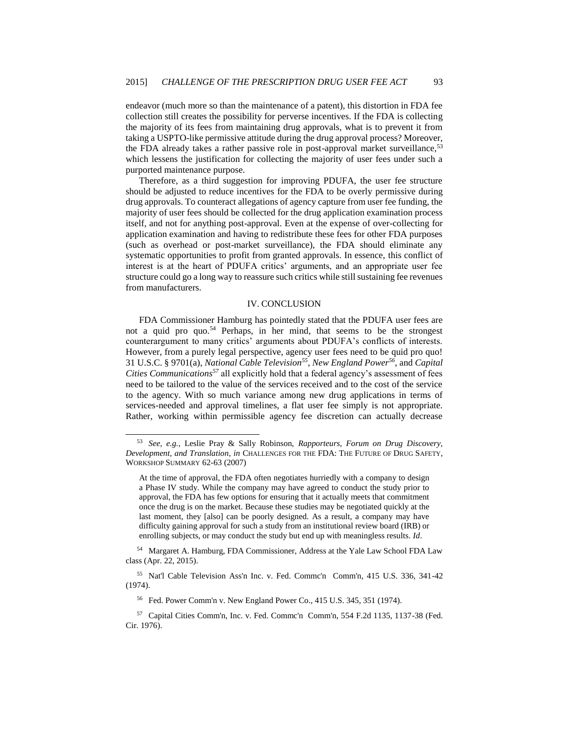endeavor (much more so than the maintenance of a patent), this distortion in FDA fee collection still creates the possibility for perverse incentives. If the FDA is collecting the majority of its fees from maintaining drug approvals, what is to prevent it from taking a USPTO-like permissive attitude during the drug approval process? Moreover, the FDA already takes a rather passive role in post-approval market surveillance,[53] which lessens the justification for collecting the majority of user fees under such a purported maintenance purpose.

Therefore, as a third suggestion for improving PDUFA, the user fee structure should be adjusted to reduce incentives for the FDA to be overly permissive during drug approvals. To counteract allegations of agency capture from user fee funding, the majority of user fees should be collected for the drug application examination process itself, and not for anything post-approval. Even at the expense of over-collecting for application examination and having to redistribute these fees for other FDA purposes (such as overhead or post-market surveillance), the FDA should eliminate any systematic opportunities to profit from granted approvals. In essence, this conflict of interest is at the heart of PDUFA critics' arguments, and an appropriate user fee structure could go a long way to reassure such critics while still sustaining fee revenues from manufacturers.

## IV. CONCLUSION

FDA Commissioner Hamburg has pointedly stated that the PDUFA user fees are not a quid pro quo.[54] Perhaps, in her mind, that seems to be the strongest counterargument to many critics' arguments about PDUFA's conflicts of interests. However, from a purely legal perspective, agency user fees need to be quid pro quo! 31 U.S.C. § 9701(a), *National Cable Television*[55], *New England Power*[56], and *Capital Cities Communications*[57] all explicitly hold that a federal agency's assessment of fees need to be tailored to the value of the services received and to the cost of the service to the agency. With so much variance among new drug applications in terms of services-needed and approval timelines, a flat user fee simply is not appropriate. Rather, working within permissible agency fee discretion can actually decrease

---

[53] *See, e.g.*, Leslie Pray & Sally Robinson, *Rapporteurs, Forum on Drug Discovery, Development, and Translation, in* CHALLENGES FOR THE FDA: THE FUTURE OF DRUG SAFETY, WORKSHOP SUMMARY 62-63 (2007)

> At the time of approval, the FDA often negotiates hurriedly with a company to design a Phase IV study. While the company may have agreed to conduct the study prior to approval, the FDA has few options for ensuring that it actually meets that commitment once the drug is on the market. Because these studies may be negotiated quickly at the last moment, they [also] can be poorly designed. As a result, a company may have difficulty gaining approval for such a study from an institutional review board (IRB) or enrolling subjects, or may conduct the study but end up with meaningless results. *Id*.

[54] Margaret A. Hamburg, FDA Commissioner, Address at the Yale Law School FDA Law class (Apr. 22, 2015).

[55] Nat'l Cable Television Ass'n Inc. v. Fed. Commc'n Comm'n, 415 U.S. 336, 341-42 (1974).

[56] Fed. Power Comm'n v. New England Power Co., 415 U.S. 345, 351 (1974).

[57] Capital Cities Comm'n, Inc. v. Fed. Commc'n Comm'n, 554 F.2d 1135, 1137-38 (Fed. Cir. 1976).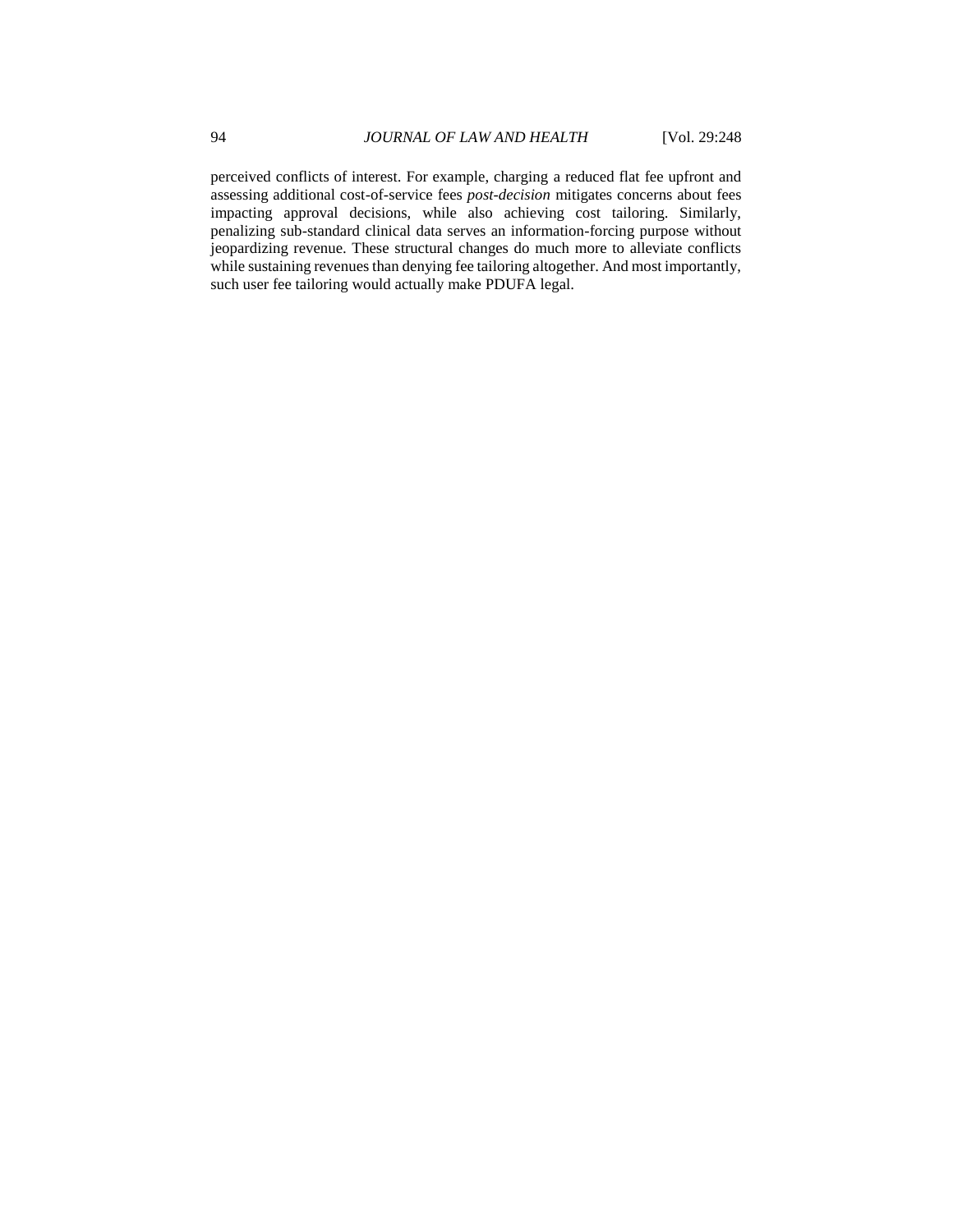perceived conflicts of interest. For example, charging a reduced flat fee upfront and assessing additional cost-of-service fees *post-decision* mitigates concerns about fees impacting approval decisions, while also achieving cost tailoring. Similarly, penalizing sub-standard clinical data serves an information-forcing purpose without jeopardizing revenue. These structural changes do much more to alleviate conflicts while sustaining revenues than denying fee tailoring altogether. And most importantly, such user fee tailoring would actually make PDUFA legal.